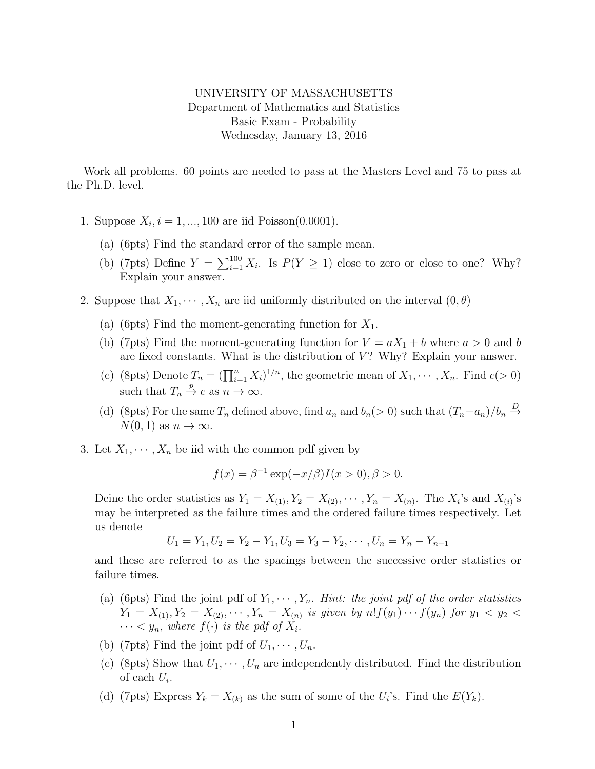UNIVERSITY OF MASSACHUSETTS
Department of Mathematics and Statistics
Basic Exam - Probability
Wednesday, January 13, 2016

Work all problems. 60 points are needed to pass at the Masters Level and 75 to pass at the Ph.D. level.

1. Suppose $X_i, i = 1, ..., 100$ are iid Poisson(0.0001).

   (a) (6pts) Find the standard error of the sample mean.

   (b) (7pts) Define $Y = \sum_{i=1}^{100} X_i$. Is $P(Y \geq 1)$ close to zero or close to one? Why? Explain your answer.

2. Suppose that $X_1, \cdots, X_n$ are iid uniformly distributed on the interval $(0, \theta)$

   (a) (6pts) Find the moment-generating function for $X_1$.

   (b) (7pts) Find the moment-generating function for $V = aX_1 + b$ where $a > 0$ and $b$ are fixed constants. What is the distribution of $V$? Why? Explain your answer.

   (c) (8pts) Denote $T_n = (\prod_{i=1}^{n} X_i)^{1/n}$, the geometric mean of $X_1, \cdots, X_n$. Find $c(> 0)$ such that $T_n \xrightarrow{p} c$ as $n \to \infty$.

   (d) (8pts) For the same $T_n$ defined above, find $a_n$ and $b_n(> 0)$ such that $(T_n - a_n)/b_n \xrightarrow{D} N(0, 1)$ as $n \to \infty$.

3. Let $X_1, \cdots, X_n$ be iid with the common pdf given by

$$f(x) = \beta^{-1} \exp(-x/\beta) I(x > 0), \beta > 0.$$

   Deine the order statistics as $Y_1 = X_{(1)}, Y_2 = X_{(2)}, \cdots, Y_n = X_{(n)}$. The $X_i$'s and $X_{(i)}$'s may be interpreted as the failure times and the ordered failure times respectively. Let us denote

$$U_1 = Y_1, U_2 = Y_2 - Y_1, U_3 = Y_3 - Y_2, \cdots, U_n = Y_n - Y_{n-1}$$

   and these are referred to as the spacings between the successive order statistics or failure times.

   (a) (6pts) Find the joint pdf of $Y_1, \cdots, Y_n$. *Hint: the joint pdf of the order statistics $Y_1 = X_{(1)}, Y_2 = X_{(2)}, \cdots, Y_n = X_{(n)}$ is given by $n! f(y_1) \cdots f(y_n)$ for $y_1 < y_2 < \cdots < y_n$, where $f(\cdot)$ is the pdf of $X_i$.*

   (b) (7pts) Find the joint pdf of $U_1, \cdots, U_n$.

   (c) (8pts) Show that $U_1, \cdots, U_n$ are independently distributed. Find the distribution of each $U_i$.

   (d) (7pts) Express $Y_k = X_{(k)}$ as the sum of some of the $U_i$'s. Find the $E(Y_k)$.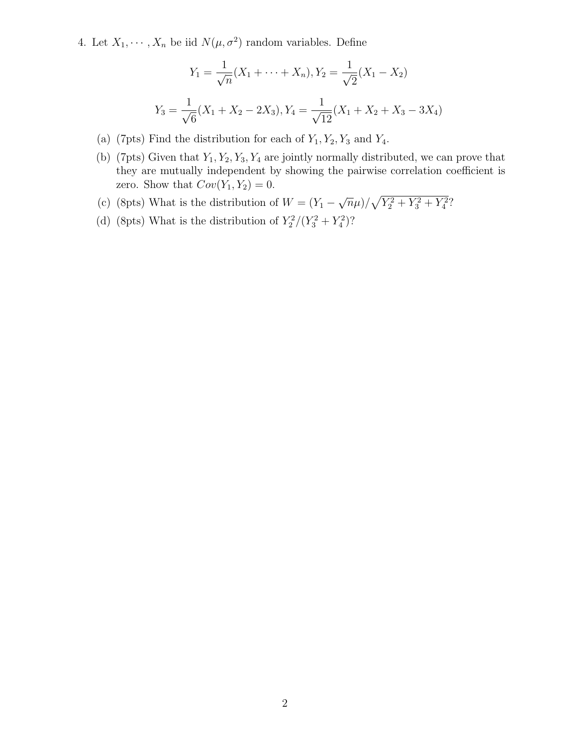4. Let $X_1, \cdots, X_n$ be iid $N(\mu, \sigma^2)$ random variables. Define

$$Y_1 = \frac{1}{\sqrt{n}}(X_1 + \cdots + X_n), Y_2 = \frac{1}{\sqrt{2}}(X_1 - X_2)$$

$$Y_3 = \frac{1}{\sqrt{6}}(X_1 + X_2 - 2X_3), Y_4 = \frac{1}{\sqrt{12}}(X_1 + X_2 + X_3 - 3X_4)$$

(a) (7pts) Find the distribution for each of $Y_1, Y_2, Y_3$ and $Y_4$.

(b) (7pts) Given that $Y_1, Y_2, Y_3, Y_4$ are jointly normally distributed, we can prove that they are mutually independent by showing the pairwise correlation coefficient is zero. Show that $Cov(Y_1, Y_2) = 0$.

(c) (8pts) What is the distribution of $W = (Y_1 - \sqrt{n}\mu)/\sqrt{Y_2^2 + Y_3^2 + Y_4^2}$?

(d) (8pts) What is the distribution of $Y_2^2/(Y_3^2 + Y_4^2)$?